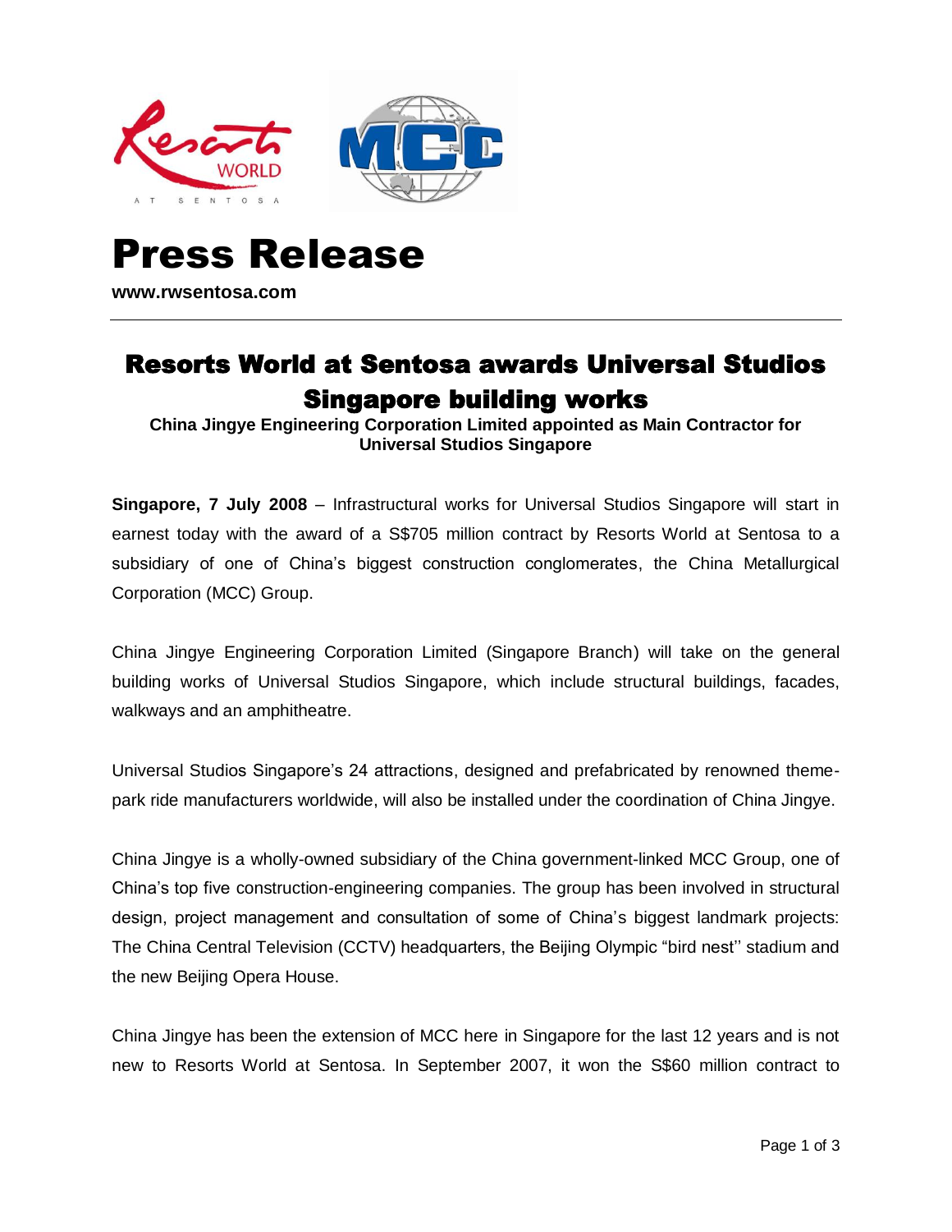# Press Release

**www.rwsentosa.com**

---

## Resorts World at Sentosa awards Universal Studios Singapore building works

**China Jingye Engineering Corporation Limited appointed as Main Contractor for Universal Studios Singapore**

**Singapore, 7 July 2008** – Infrastructural works for Universal Studios Singapore will start in earnest today with the award of a S$705 million contract by Resorts World at Sentosa to a subsidiary of one of China's biggest construction conglomerates, the China Metallurgical Corporation (MCC) Group.

China Jingye Engineering Corporation Limited (Singapore Branch) will take on the general building works of Universal Studios Singapore, which include structural buildings, facades, walkways and an amphitheatre.

Universal Studios Singapore's 24 attractions, designed and prefabricated by renowned theme-park ride manufacturers worldwide, will also be installed under the coordination of China Jingye.

China Jingye is a wholly-owned subsidiary of the China government-linked MCC Group, one of China's top five construction-engineering companies. The group has been involved in structural design, project management and consultation of some of China's biggest landmark projects: The China Central Television (CCTV) headquarters, the Beijing Olympic "bird nest'' stadium and the new Beijing Opera House.

China Jingye has been the extension of MCC here in Singapore for the last 12 years and is not new to Resorts World at Sentosa. In September 2007, it won the S$60 million contract to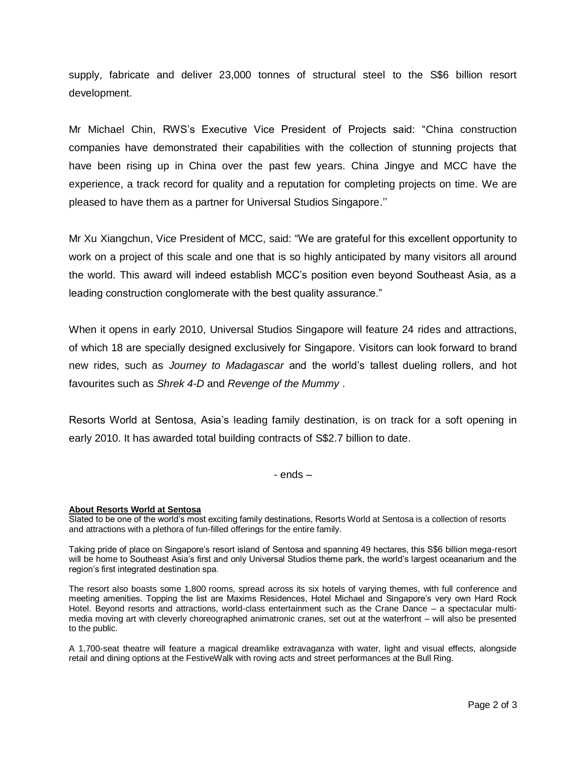supply, fabricate and deliver 23,000 tonnes of structural steel to the S$6 billion resort development.

Mr Michael Chin, RWS's Executive Vice President of Projects said: "China construction companies have demonstrated their capabilities with the collection of stunning projects that have been rising up in China over the past few years. China Jingye and MCC have the experience, a track record for quality and a reputation for completing projects on time. We are pleased to have them as a partner for Universal Studios Singapore.''

Mr Xu Xiangchun, Vice President of MCC, said: "We are grateful for this excellent opportunity to work on a project of this scale and one that is so highly anticipated by many visitors all around the world. This award will indeed establish MCC's position even beyond Southeast Asia, as a leading construction conglomerate with the best quality assurance."

When it opens in early 2010, Universal Studios Singapore will feature 24 rides and attractions, of which 18 are specially designed exclusively for Singapore. Visitors can look forward to brand new rides, such as *Journey to Madagascar* and the world's tallest dueling rollers, and hot favourites such as *Shrek 4-D* and *Revenge of the Mummy* .

Resorts World at Sentosa, Asia's leading family destination, is on track for a soft opening in early 2010. It has awarded total building contracts of S$2.7 billion to date.

- ends –

**About Resorts World at Sentosa**

Slated to be one of the world's most exciting family destinations, Resorts World at Sentosa is a collection of resorts and attractions with a plethora of fun-filled offerings for the entire family.

Taking pride of place on Singapore's resort island of Sentosa and spanning 49 hectares, this S$6 billion mega-resort will be home to Southeast Asia's first and only Universal Studios theme park, the world's largest oceanarium and the region's first integrated destination spa.

The resort also boasts some 1,800 rooms, spread across its six hotels of varying themes, with full conference and meeting amenities. Topping the list are Maxims Residences, Hotel Michael and Singapore's very own Hard Rock Hotel. Beyond resorts and attractions, world-class entertainment such as the Crane Dance – a spectacular multi-media moving art with cleverly choreographed animatronic cranes, set out at the waterfront – will also be presented to the public.

A 1,700-seat theatre will feature a magical dreamlike extravaganza with water, light and visual effects, alongside retail and dining options at the FestiveWalk with roving acts and street performances at the Bull Ring.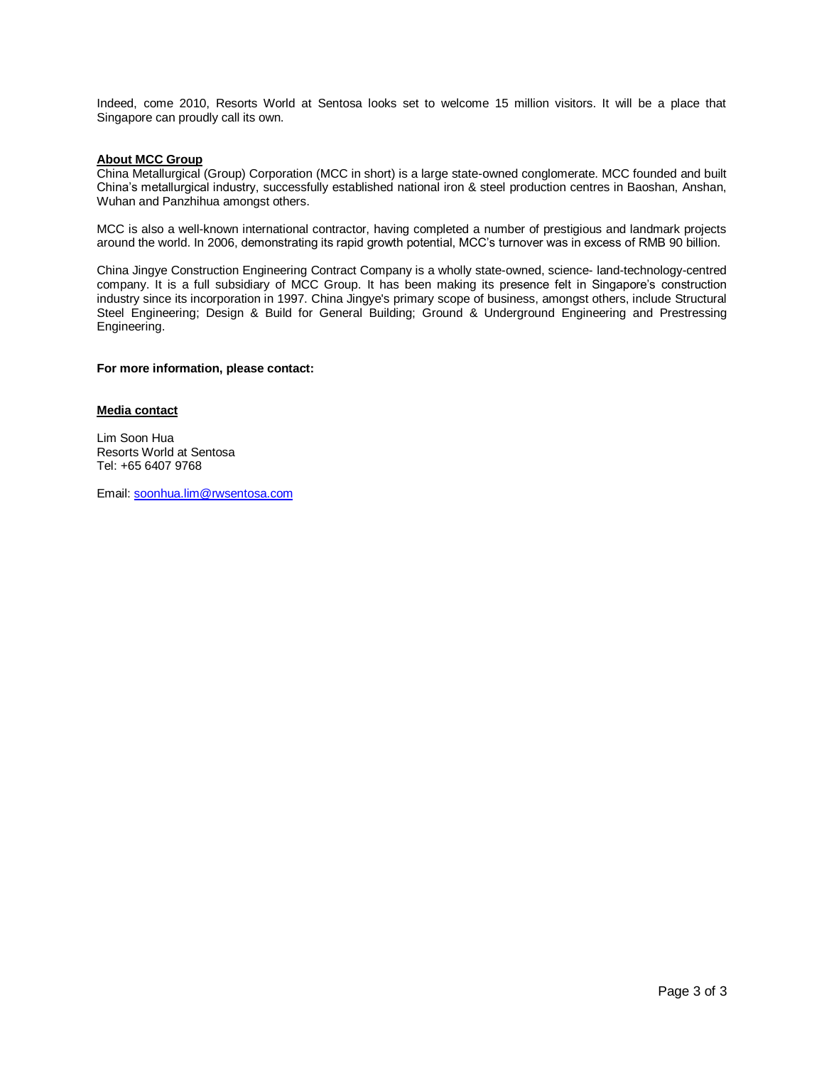Indeed, come 2010, Resorts World at Sentosa looks set to welcome 15 million visitors. It will be a place that Singapore can proudly call its own.

**About MCC Group**

China Metallurgical (Group) Corporation (MCC in short) is a large state-owned conglomerate. MCC founded and built China's metallurgical industry, successfully established national iron & steel production centres in Baoshan, Anshan, Wuhan and Panzhihua amongst others.

MCC is also a well-known international contractor, having completed a number of prestigious and landmark projects around the world. In 2006, demonstrating its rapid growth potential, MCC's turnover was in excess of RMB 90 billion.

China Jingye Construction Engineering Contract Company is a wholly state-owned, science- land-technology-centred company. It is a full subsidiary of MCC Group. It has been making its presence felt in Singapore's construction industry since its incorporation in 1997. China Jingye's primary scope of business, amongst others, include Structural Steel Engineering; Design & Build for General Building; Ground & Underground Engineering and Prestressing Engineering.

**For more information, please contact:**

**Media contact**

Lim Soon Hua
Resorts World at Sentosa
Tel: +65 6407 9768

Email: soonhua.lim@rwsentosa.com